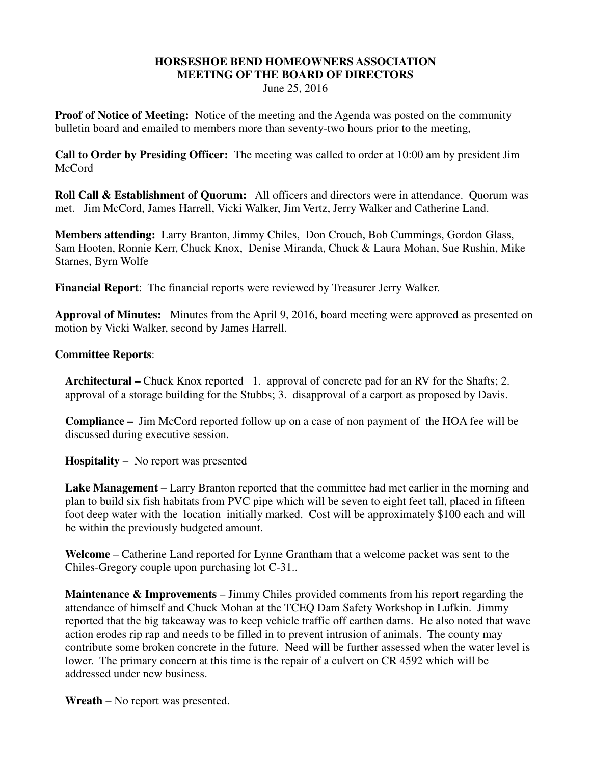# HORSESHOE BEND HOMEOWNERS ASSOCIATION
## MEETING OF THE BOARD OF DIRECTORS

June 25, 2016

**Proof of Notice of Meeting:** Notice of the meeting and the Agenda was posted on the community bulletin board and emailed to members more than seventy-two hours prior to the meeting,

**Call to Order by Presiding Officer:** The meeting was called to order at 10:00 am by president Jim McCord

**Roll Call & Establishment of Quorum:** All officers and directors were in attendance. Quorum was met. Jim McCord, James Harrell, Vicki Walker, Jim Vertz, Jerry Walker and Catherine Land.

**Members attending:** Larry Branton, Jimmy Chiles, Don Crouch, Bob Cummings, Gordon Glass, Sam Hooten, Ronnie Kerr, Chuck Knox, Denise Miranda, Chuck & Laura Mohan, Sue Rushin, Mike Starnes, Byrn Wolfe

**Financial Report**: The financial reports were reviewed by Treasurer Jerry Walker.

**Approval of Minutes:** Minutes from the April 9, 2016, board meeting were approved as presented on motion by Vicki Walker, second by James Harrell.

**Committee Reports**:

**Architectural –** Chuck Knox reported 1. approval of concrete pad for an RV for the Shafts; 2. approval of a storage building for the Stubbs; 3. disapproval of a carport as proposed by Davis.

**Compliance –** Jim McCord reported follow up on a case of non payment of the HOA fee will be discussed during executive session.

**Hospitality** – No report was presented

**Lake Management** – Larry Branton reported that the committee had met earlier in the morning and plan to build six fish habitats from PVC pipe which will be seven to eight feet tall, placed in fifteen foot deep water with the location initially marked. Cost will be approximately $100 each and will be within the previously budgeted amount.

**Welcome** – Catherine Land reported for Lynne Grantham that a welcome packet was sent to the Chiles-Gregory couple upon purchasing lot C-31..

**Maintenance & Improvements** – Jimmy Chiles provided comments from his report regarding the attendance of himself and Chuck Mohan at the TCEQ Dam Safety Workshop in Lufkin. Jimmy reported that the big takeaway was to keep vehicle traffic off earthen dams. He also noted that wave action erodes rip rap and needs to be filled in to prevent intrusion of animals. The county may contribute some broken concrete in the future. Need will be further assessed when the water level is lower. The primary concern at this time is the repair of a culvert on CR 4592 which will be addressed under new business.

**Wreath** – No report was presented.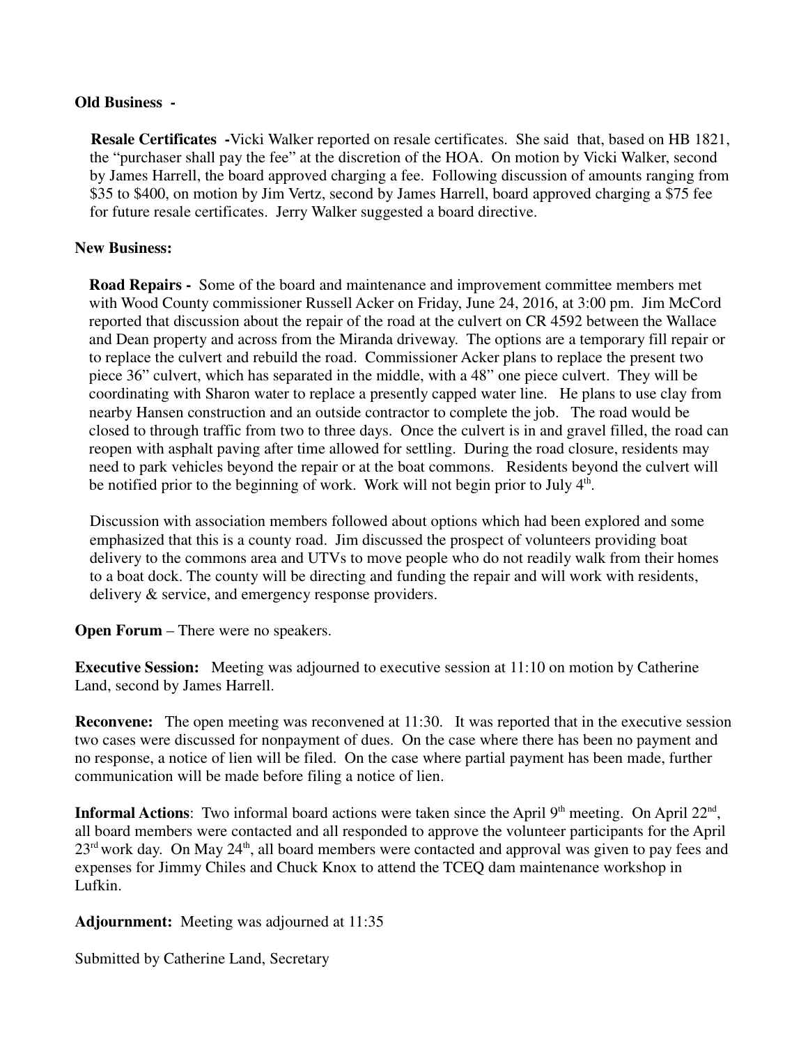**Old Business -**

**Resale Certificates -**Vicki Walker reported on resale certificates. She said that, based on HB 1821, the "purchaser shall pay the fee" at the discretion of the HOA. On motion by Vicki Walker, second by James Harrell, the board approved charging a fee. Following discussion of amounts ranging from $35 to $400, on motion by Jim Vertz, second by James Harrell, board approved charging a $75 fee for future resale certificates. Jerry Walker suggested a board directive.

**New Business:**

**Road Repairs -** Some of the board and maintenance and improvement committee members met with Wood County commissioner Russell Acker on Friday, June 24, 2016, at 3:00 pm. Jim McCord reported that discussion about the repair of the road at the culvert on CR 4592 between the Wallace and Dean property and across from the Miranda driveway. The options are a temporary fill repair or to replace the culvert and rebuild the road. Commissioner Acker plans to replace the present two piece 36" culvert, which has separated in the middle, with a 48" one piece culvert. They will be coordinating with Sharon water to replace a presently capped water line. He plans to use clay from nearby Hansen construction and an outside contractor to complete the job. The road would be closed to through traffic from two to three days. Once the culvert is in and gravel filled, the road can reopen with asphalt paving after time allowed for settling. During the road closure, residents may need to park vehicles beyond the repair or at the boat commons. Residents beyond the culvert will be notified prior to the beginning of work. Work will not begin prior to July 4th.

Discussion with association members followed about options which had been explored and some emphasized that this is a county road. Jim discussed the prospect of volunteers providing boat delivery to the commons area and UTVs to move people who do not readily walk from their homes to a boat dock. The county will be directing and funding the repair and will work with residents, delivery & service, and emergency response providers.

**Open Forum** – There were no speakers.

**Executive Session:** Meeting was adjourned to executive session at 11:10 on motion by Catherine Land, second by James Harrell.

**Reconvene:** The open meeting was reconvened at 11:30. It was reported that in the executive session two cases were discussed for nonpayment of dues. On the case where there has been no payment and no response, a notice of lien will be filed. On the case where partial payment has been made, further communication will be made before filing a notice of lien.

**Informal Actions**: Two informal board actions were taken since the April 9th meeting. On April 22nd, all board members were contacted and all responded to approve the volunteer participants for the April 23rd work day. On May 24th, all board members were contacted and approval was given to pay fees and expenses for Jimmy Chiles and Chuck Knox to attend the TCEQ dam maintenance workshop in Lufkin.

**Adjournment:** Meeting was adjourned at 11:35

Submitted by Catherine Land, Secretary